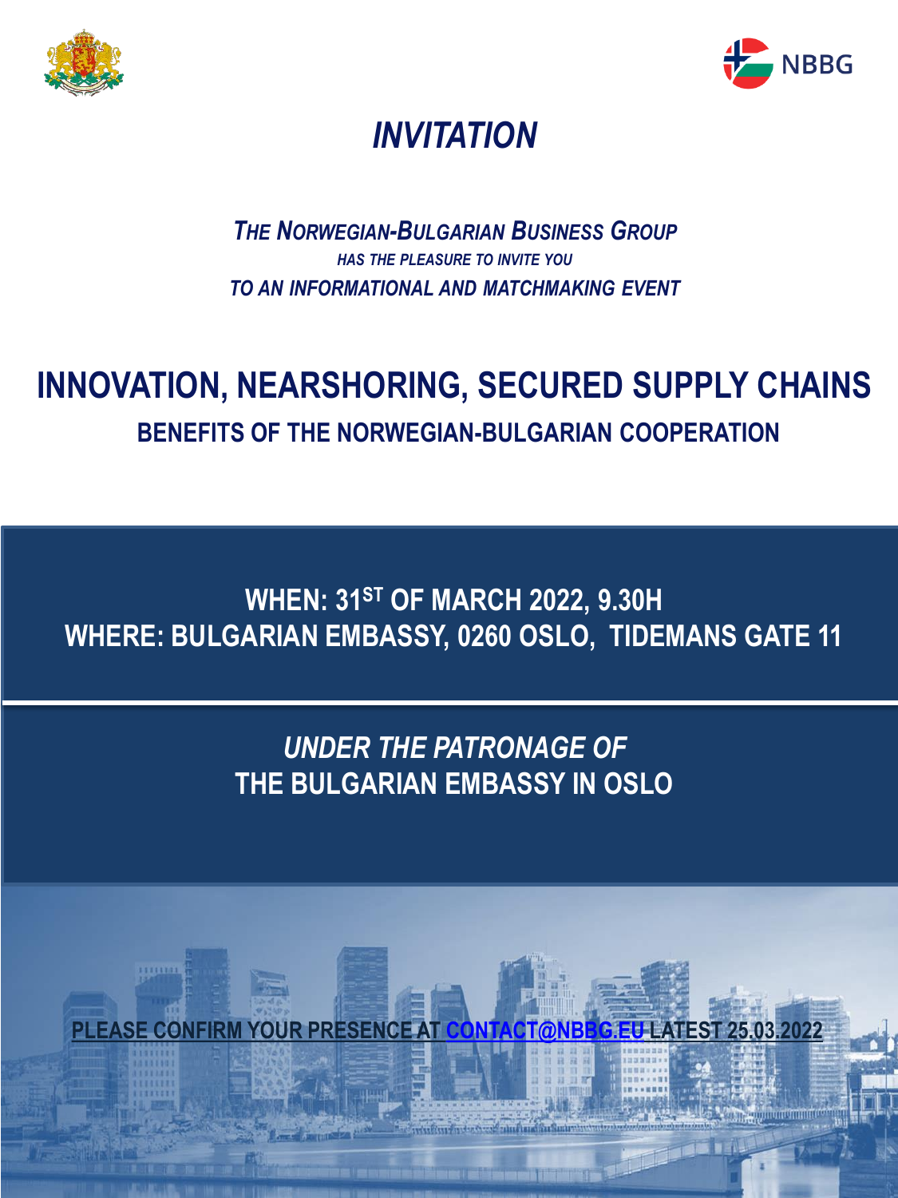# *INVITATION*

***THE NORWEGIAN-BULGARIAN BUSINESS GROUP***
***HAS THE PLEASURE TO INVITE YOU***
***TO AN INFORMATIONAL AND MATCHMAKING EVENT***

## INNOVATION, NEARSHORING, SECURED SUPPLY CHAINS

### BENEFITS OF THE NORWEGIAN-BULGARIAN COOPERATION

**WHEN: 31ST OF MARCH 2022, 9.30H**
**WHERE: BULGARIAN EMBASSY, 0260 OSLO, TIDEMANS GATE 11**

***UNDER THE PATRONAGE OF***
**THE BULGARIAN EMBASSY IN OSLO**

**PLEASE CONFIRM YOUR PRESENCE AT CONTACT@NBBG.EU LATEST 25.03.2022**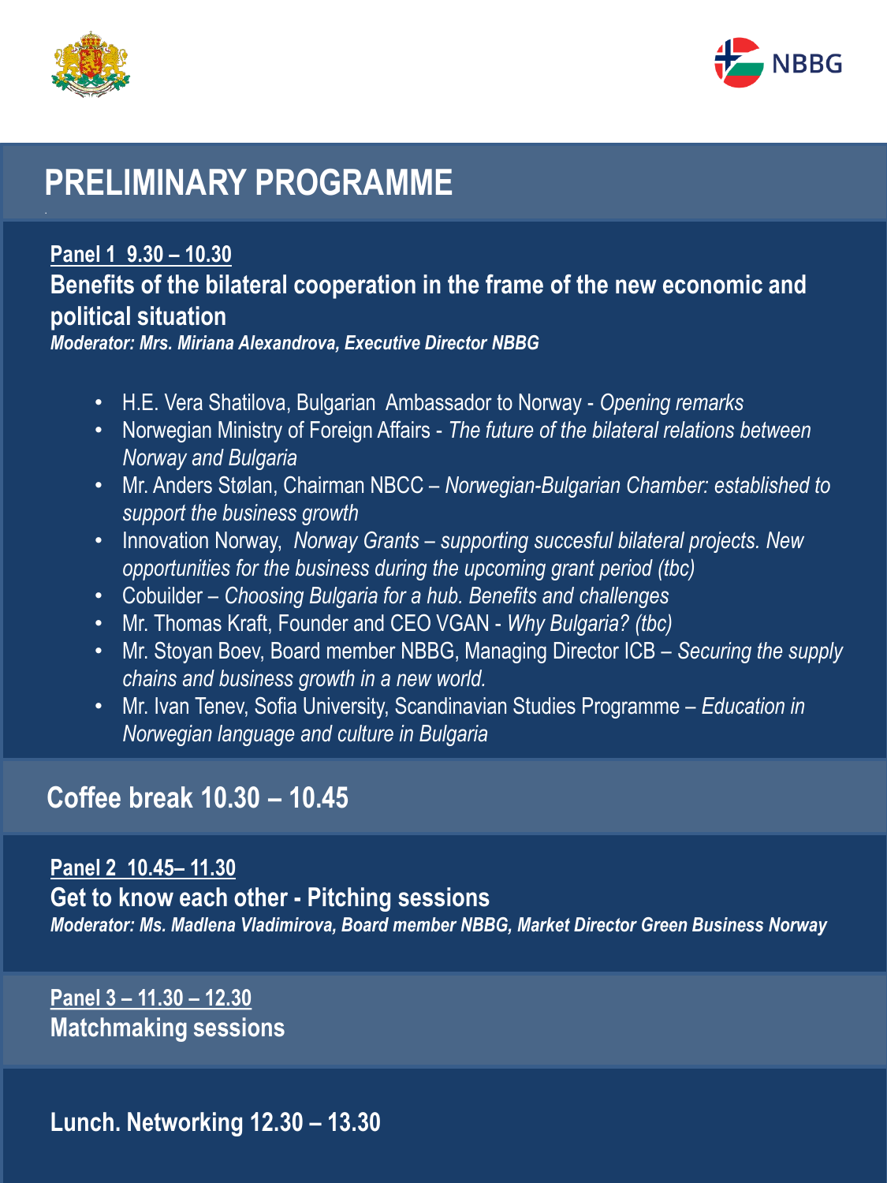# PRELIMINARY PROGRAMME

## Panel 1 9.30 – 10.30

### Benefits of the bilateral cooperation in the frame of the new economic and political situation

***Moderator: Mrs. Miriana Alexandrova, Executive Director NBBG***

- H.E. Vera Shatilova, Bulgarian Ambassador to Norway - *Opening remarks*
- Norwegian Ministry of Foreign Affairs - *The future of the bilateral relations between Norway and Bulgaria*
- Mr. Anders Stølan, Chairman NBCC – *Norwegian-Bulgarian Chamber: established to support the business growth*
- Innovation Norway, *Norway Grants – supporting succesful bilateral projects. New opportunities for the business during the upcoming grant period (tbc)*
- Cobuilder – *Choosing Bulgaria for a hub. Benefits and challenges*
- Mr. Thomas Kraft, Founder and CEO VGAN - *Why Bulgaria? (tbc)*
- Mr. Stoyan Boev, Board member NBBG, Managing Director ICB – *Securing the supply chains and business growth in a new world.*
- Mr. Ivan Tenev, Sofia University, Scandinavian Studies Programme – *Education in Norwegian language and culture in Bulgaria*

## Coffee break 10.30 – 10.45

## Panel 2 10.45– 11.30

### Get to know each other - Pitching sessions

***Moderator: Ms. Madlena Vladimirova, Board member NBBG, Market Director Green Business Norway***

## Panel 3 – 11.30 – 12.30

### Matchmaking sessions

## Lunch. Networking 12.30 – 13.30